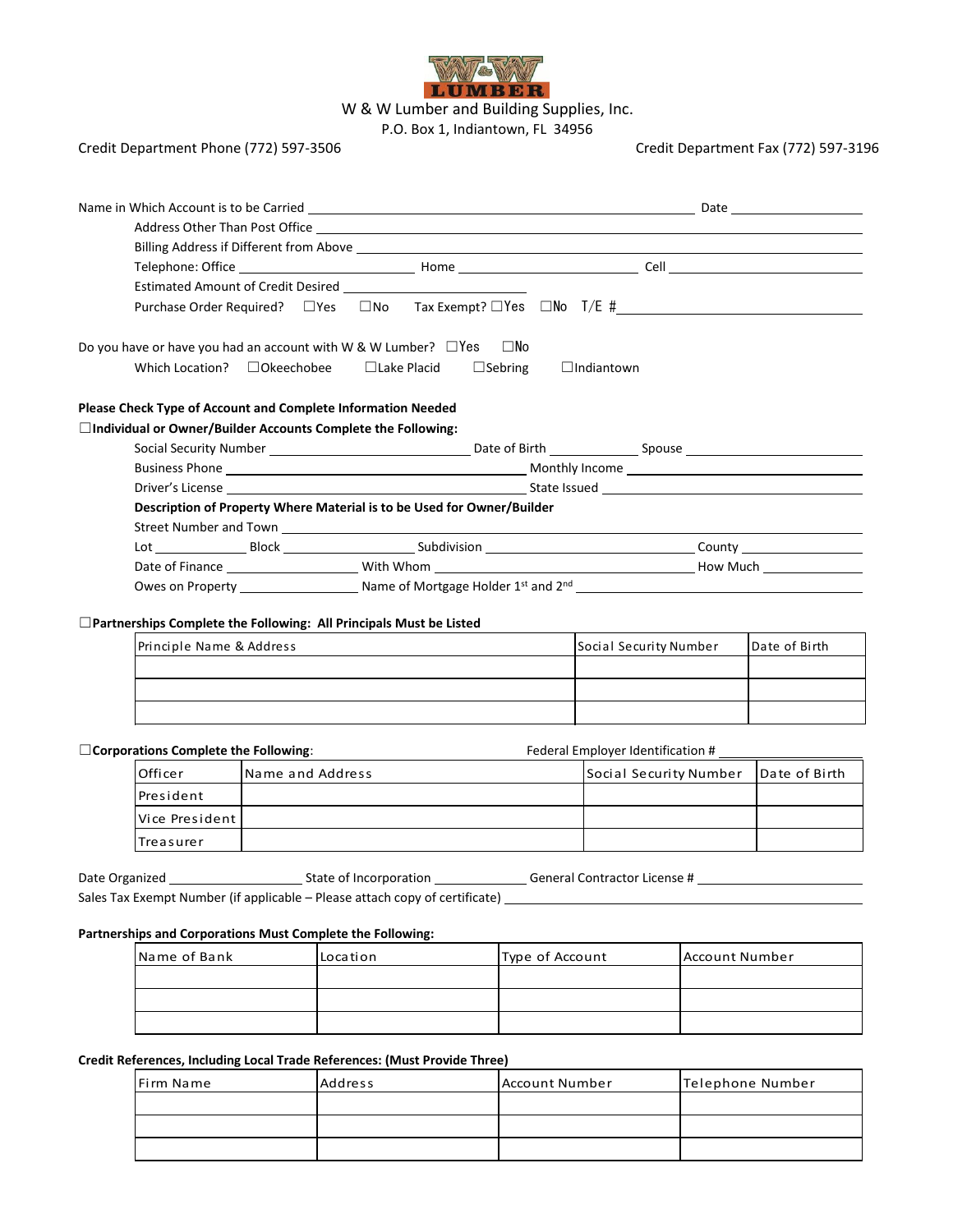W & W Lumber and Building Supplies, Inc.

P.O. Box 1, Indiantown, FL 34956

Credit Department Phone (772) 597-3506 Credit Department Fax (772) 597-3196

Name in Which Account is to be Carried ______________________ Date __________

Address Other Than Post Office ______________________

Billing Address if Different from Above ______________________

Telephone: Office __________ Home __________ Cell __________

Estimated Amount of Credit Desired __________

Purchase Order Required? ☐Yes ☐No Tax Exempt? ☐Yes ☐No T/E # __________

Do you have or have you had an account with W & W Lumber? ☐Yes ☐No

Which Location? ☐Okeechobee ☐Lake Placid ☐Sebring ☐Indiantown

**Please Check Type of Account and Complete Information Needed**

☐**Individual or Owner/Builder Accounts Complete the Following:**

Social Security Number __________ Date of Birth __________ Spouse __________

Business Phone __________ Monthly Income __________

Driver's License __________ State Issued __________

**Description of Property Where Material is to be Used for Owner/Builder**

Street Number and Town __________

Lot ______ Block ______ Subdivision __________ County __________

Date of Finance __________ With Whom __________ How Much __________

Owes on Property __________ Name of Mortgage Holder 1st and 2nd __________

☐**Partnerships Complete the Following: All Principals Must be Listed**

| Principle Name & Address | Social Security Number | Date of Birth |
|---|---|---|
| | | |
| | | |
| | | |

☐**Corporations Complete the Following**: Federal Employer Identification # __________

| Officer | Name and Address | Social Security Number | Date of Birth |
|---|---|---|---|
| President | | | |
| Vice President | | | |
| Treasurer | | | |

Date Organized __________ State of Incorporation __________ General Contractor License # __________

Sales Tax Exempt Number (if applicable – Please attach copy of certificate) __________

**Partnerships and Corporations Must Complete the Following:**

| Name of Bank | Location | Type of Account | Account Number |
|---|---|---|---|
| | | | |
| | | | |
| | | | |

**Credit References, Including Local Trade References: (Must Provide Three)**

| Firm Name | Address | Account Number | Telephone Number |
|---|---|---|---|
| | | | |
| | | | |
| | | | |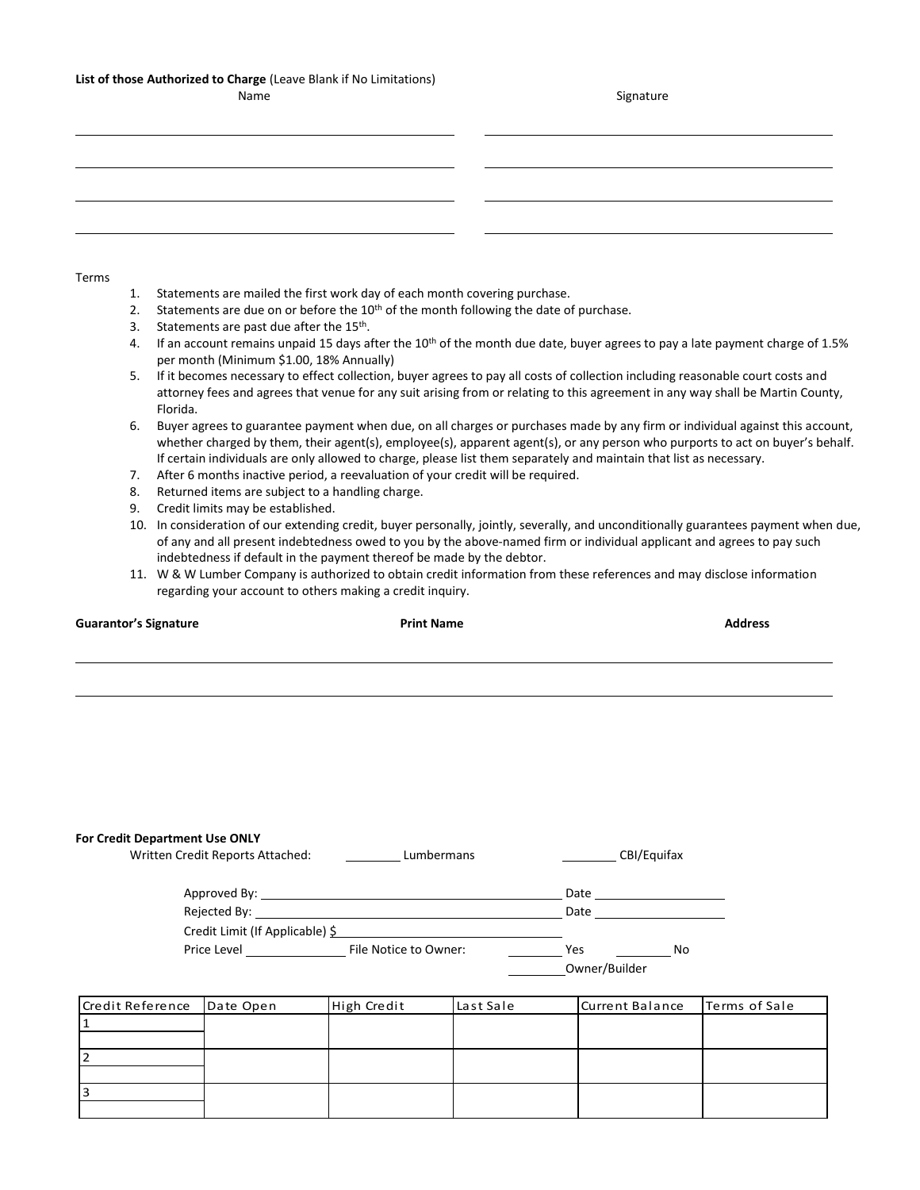**List of those Authorized to Charge** (Leave Blank if No Limitations)

| Name | Signature |
| --- | --- |
| | |
| | |
| | |
| | |

Terms

1. Statements are mailed the first work day of each month covering purchase.
2. Statements are due on or before the 10th of the month following the date of purchase.
3. Statements are past due after the 15th.
4. If an account remains unpaid 15 days after the 10th of the month due date, buyer agrees to pay a late payment charge of 1.5% per month (Minimum $1.00, 18% Annually)
5. If it becomes necessary to effect collection, buyer agrees to pay all costs of collection including reasonable court costs and attorney fees and agrees that venue for any suit arising from or relating to this agreement in any way shall be Martin County, Florida.
6. Buyer agrees to guarantee payment when due, on all charges or purchases made by any firm or individual against this account, whether charged by them, their agent(s), employee(s), apparent agent(s), or any person who purports to act on buyer's behalf. If certain individuals are only allowed to charge, please list them separately and maintain that list as necessary.
7. After 6 months inactive period, a reevaluation of your credit will be required.
8. Returned items are subject to a handling charge.
9. Credit limits may be established.
10. In consideration of our extending credit, buyer personally, jointly, severally, and unconditionally guarantees payment when due, of any and all present indebtedness owed to you by the above-named firm or individual applicant and agrees to pay such indebtedness if default in the payment thereof be made by the debtor.
11. W & W Lumber Company is authorized to obtain credit information from these references and may disclose information regarding your account to others making a credit inquiry.

| **Guarantor's Signature** | **Print Name** | **Address** |
| --- | --- | --- |
| | | |
| | | |

**For Credit Department Use ONLY**

Written Credit Reports Attached: ________ Lumbermans ________ CBI/Equifax

Approved By: ____________________ Date ____________

Rejected By: ____________________ Date ____________

Credit Limit (If Applicable) $ ____________________

Price Level ____________ File Notice to Owner: ________ Yes ________ No

________ Owner/Builder

| Credit Reference | Date Open | High Credit | Last Sale | Current Balance | Terms of Sale |
| --- | --- | --- | --- | --- | --- |
| 1 | | | | | |
| 2 | | | | | |
| 3 | | | | | |